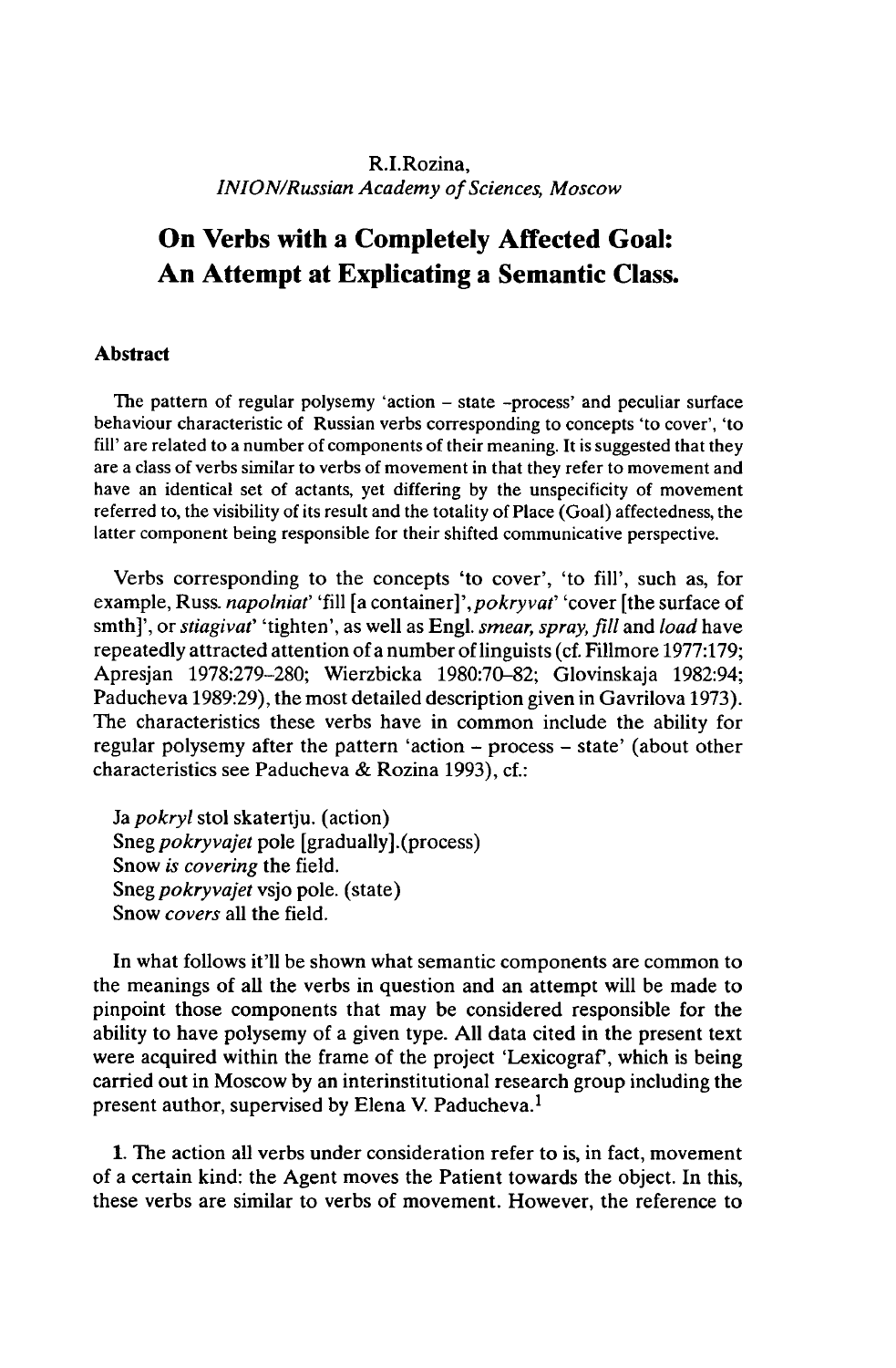R.I.Rozina,
*INION/Russian Academy of Sciences, Moscow*

# On Verbs with a Completely Affected Goal: An Attempt at Explicating a Semantic Class.

## Abstract

The pattern of regular polysemy 'action – state -process' and peculiar surface behaviour characteristic of Russian verbs corresponding to concepts 'to cover', 'to fill' are related to a number of components of their meaning. It is suggested that they are a class of verbs similar to verbs of movement in that they refer to movement and have an identical set of actants, yet differing by the unspecificity of movement referred to, the visibility of its result and the totality of Place (Goal) affectedness, the latter component being responsible for their shifted communicative perspective.

Verbs corresponding to the concepts 'to cover', 'to fill', such as, for example, Russ. *napolniat'* 'fill [a container]', *pokryvat'* 'cover [the surface of smth]', or *stiagivat'* 'tighten', as well as Engl. *smear, spray, fill* and *load* have repeatedly attracted attention of a number of linguists (cf. Fillmore 1977:179; Apresjan 1978:279–280; Wierzbicka 1980:70–82; Glovinskaja 1982:94; Paducheva 1989:29), the most detailed description given in Gavrilova 1973). The characteristics these verbs have in common include the ability for regular polysemy after the pattern 'action – process – state' (about other characteristics see Paducheva & Rozina 1993), cf.:

Ja *pokryl* stol skatertju. (action)
Sneg *pokryvajet* pole [gradually].(process)
Snow *is covering* the field.
Sneg *pokryvajet* vsjo pole. (state)
Snow *covers* all the field.

In what follows it'll be shown what semantic components are common to the meanings of all the verbs in question and an attempt will be made to pinpoint those components that may be considered responsible for the ability to have polysemy of a given type. All data cited in the present text were acquired within the frame of the project 'Lexicograf', which is being carried out in Moscow by an interinstitutional research group including the present author, supervised by Elena V. Paducheva.[1]

**1.** The action all verbs under consideration refer to is, in fact, movement of a certain kind: the Agent moves the Patient towards the object. In this, these verbs are similar to verbs of movement. However, the reference to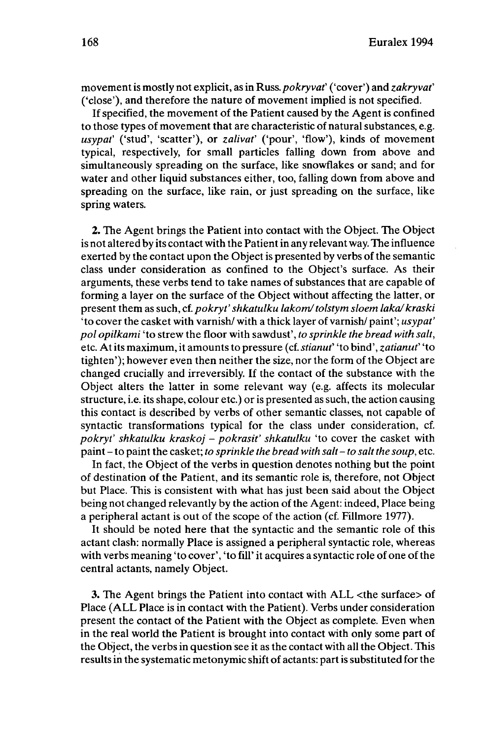movement is mostly not explicit, as in Russ. *pokryvat'* ('cover') and *zakryvat'* ('close'), and therefore the nature of movement implied is not specified.

If specified, the movement of the Patient caused by the Agent is confined to those types of movement that are characteristic of natural substances, e.g. *usypat'* ('stud', 'scatter'), or *zalivat'* ('pour', 'flow'), kinds of movement typical, respectively, for small particles falling down from above and simultaneously spreading on the surface, like snowflakes or sand; and for water and other liquid substances either, too, falling down from above and spreading on the surface, like rain, or just spreading on the surface, like spring waters.

**2.** The Agent brings the Patient into contact with the Object. The Object is not altered by its contact with the Patient in any relevant way. The influence exerted by the contact upon the Object is presented by verbs of the semantic class under consideration as confined to the Object's surface. As their arguments, these verbs tend to take names of substances that are capable of forming a layer on the surface of the Object without affecting the latter, or present them as such, cf. *pokryt' shkatulku lakom/ tolstym sloem laka/ kraski* 'to cover the casket with varnish/ with a thick layer of varnish/ paint'; *usypat' pol opilkami* 'to strew the floor with sawdust', *to sprinkle the bread with salt*, etc. At its maximum, it amounts to pressure (cf. *stianut'* 'to bind', *zatianut'* 'to tighten'); however even then neither the size, nor the form of the Object are changed crucially and irreversibly. If the contact of the substance with the Object alters the latter in some relevant way (e.g. affects its molecular structure, i.e. its shape, colour etc.) or is presented as such, the action causing this contact is described by verbs of other semantic classes, not capable of syntactic transformations typical for the class under consideration, cf. *pokryt' shkatulku kraskoj – pokrasit' shkatulku* 'to cover the casket with paint – to paint the casket; *to sprinkle the bread with salt – to salt the soup*, etc.

In fact, the Object of the verbs in question denotes nothing but the point of destination of the Patient, and its semantic role is, therefore, not Object but Place. This is consistent with what has just been said about the Object being not changed relevantly by the action of the Agent: indeed, Place being a peripheral actant is out of the scope of the action (cf. Fillmore 1977).

It should be noted here that the syntactic and the semantic role of this actant clash: normally Place is assigned a peripheral syntactic role, whereas with verbs meaning 'to cover', 'to fill' it acquires a syntactic role of one of the central actants, namely Object.

**3.** The Agent brings the Patient into contact with ALL <the surface> of Place (ALL Place is in contact with the Patient). Verbs under consideration present the contact of the Patient with the Object as complete. Even when in the real world the Patient is brought into contact with only some part of the Object, the verbs in question see it as the contact with all the Object. This results in the systematic metonymic shift of actants: part is substituted for the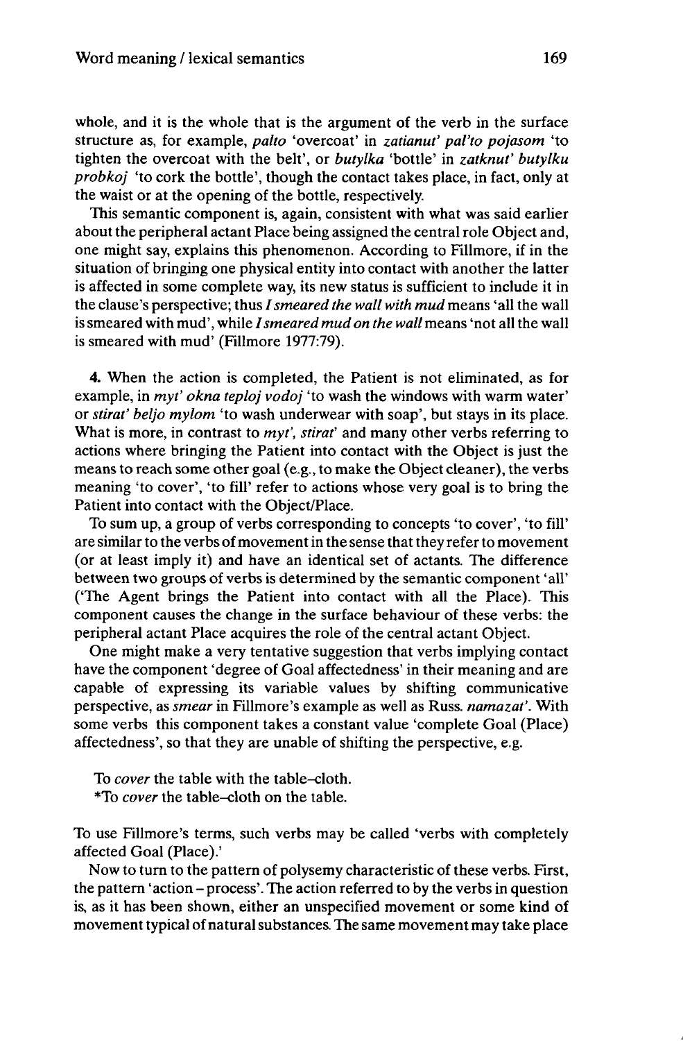whole, and it is the whole that is the argument of the verb in the surface structure as, for example, *palto* 'overcoat' in *zatianut' pal'to pojasom* 'to tighten the overcoat with the belt', or *butylka* 'bottle' in *zatknut' butylku probkoj* 'to cork the bottle', though the contact takes place, in fact, only at the waist or at the opening of the bottle, respectively.

This semantic component is, again, consistent with what was said earlier about the peripheral actant Place being assigned the central role Object and, one might say, explains this phenomenon. According to Fillmore, if in the situation of bringing one physical entity into contact with another the latter is affected in some complete way, its new status is sufficient to include it in the clause's perspective; thus *I smeared the wall with mud* means 'all the wall is smeared with mud', while *I smeared mud on the wall* means 'not all the wall is smeared with mud' (Fillmore 1977:79).

**4.** When the action is completed, the Patient is not eliminated, as for example, in *myt' okna teploj vodoj* 'to wash the windows with warm water' or *stirat' beljo mylom* 'to wash underwear with soap', but stays in its place. What is more, in contrast to *myt', stirat'* and many other verbs referring to actions where bringing the Patient into contact with the Object is just the means to reach some other goal (e.g., to make the Object cleaner), the verbs meaning 'to cover', 'to fill' refer to actions whose very goal is to bring the Patient into contact with the Object/Place.

To sum up, a group of verbs corresponding to concepts 'to cover', 'to fill' are similar to the verbs of movement in the sense that they refer to movement (or at least imply it) and have an identical set of actants. The difference between two groups of verbs is determined by the semantic component 'all' ('The Agent brings the Patient into contact with all the Place). This component causes the change in the surface behaviour of these verbs: the peripheral actant Place acquires the role of the central actant Object.

One might make a very tentative suggestion that verbs implying contact have the component 'degree of Goal affectedness' in their meaning and are capable of expressing its variable values by shifting communicative perspective, as *smear* in Fillmore's example as well as Russ. *namazat'*. With some verbs this component takes a constant value 'complete Goal (Place) affectedness', so that they are unable of shifting the perspective, e.g.

To *cover* the table with the table–cloth.
*To *cover* the table–cloth on the table.

To use Fillmore's terms, such verbs may be called 'verbs with completely affected Goal (Place).'

Now to turn to the pattern of polysemy characteristic of these verbs. First, the pattern 'action – process'. The action referred to by the verbs in question is, as it has been shown, either an unspecified movement or some kind of movement typical of natural substances. The same movement may take place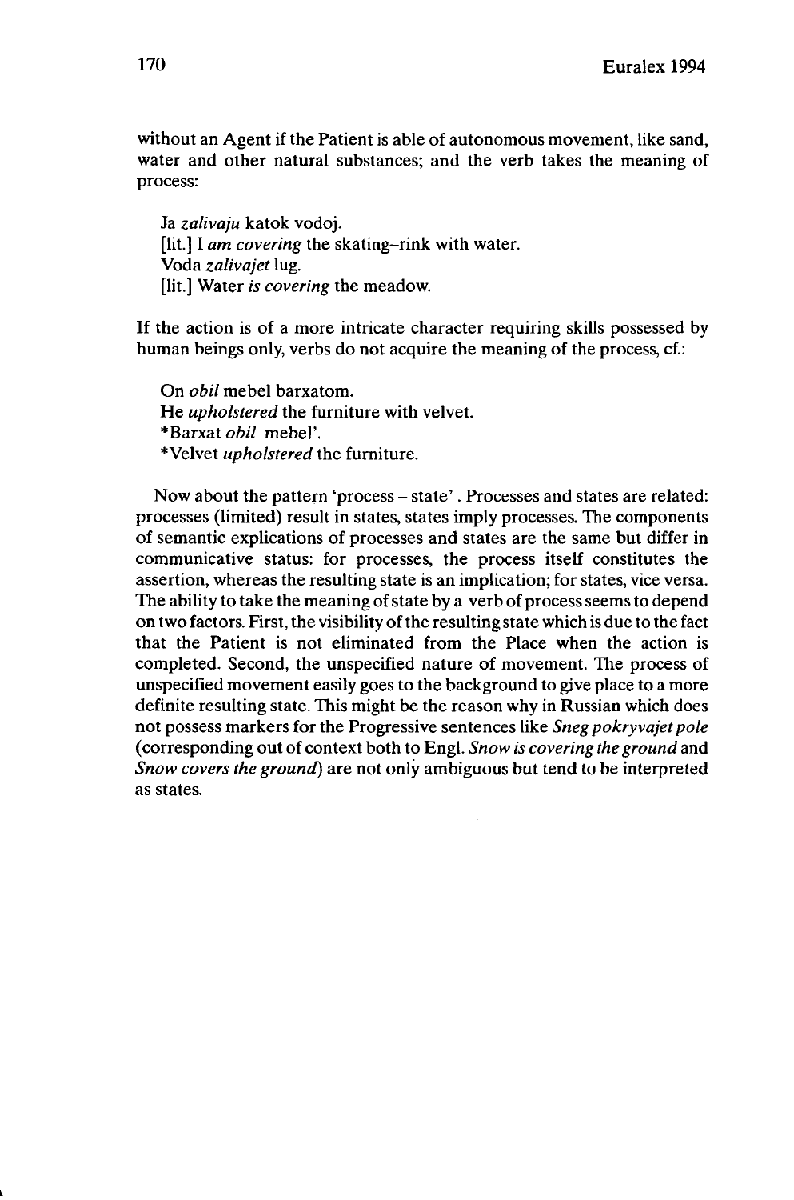without an Agent if the Patient is able of autonomous movement, like sand, water and other natural substances; and the verb takes the meaning of process:

> Ja *zalivaju* katok vodoj.
> [lit.] I *am covering* the skating–rink with water.
> Voda *zalivajet* lug.
> [lit.] Water *is covering* the meadow.

If the action is of a more intricate character requiring skills possessed by human beings only, verbs do not acquire the meaning of the process, cf.:

> On *obil* mebel barxatom.
> He *upholstered* the furniture with velvet.
> *Barxat *obil* mebel'.
> *Velvet *upholstered* the furniture.

Now about the pattern 'process – state'. Processes and states are related: processes (limited) result in states, states imply processes. The components of semantic explications of processes and states are the same but differ in communicative status: for processes, the process itself constitutes the assertion, whereas the resulting state is an implication; for states, vice versa. The ability to take the meaning of state by a verb of process seems to depend on two factors. First, the visibility of the resulting state which is due to the fact that the Patient is not eliminated from the Place when the action is completed. Second, the unspecified nature of movement. The process of unspecified movement easily goes to the background to give place to a more definite resulting state. This might be the reason why in Russian which does not possess markers for the Progressive sentences like *Sneg pokryvajet pole* (corresponding out of context both to Engl. *Snow is covering the ground* and *Snow covers the ground*) are not only ambiguous but tend to be interpreted as states.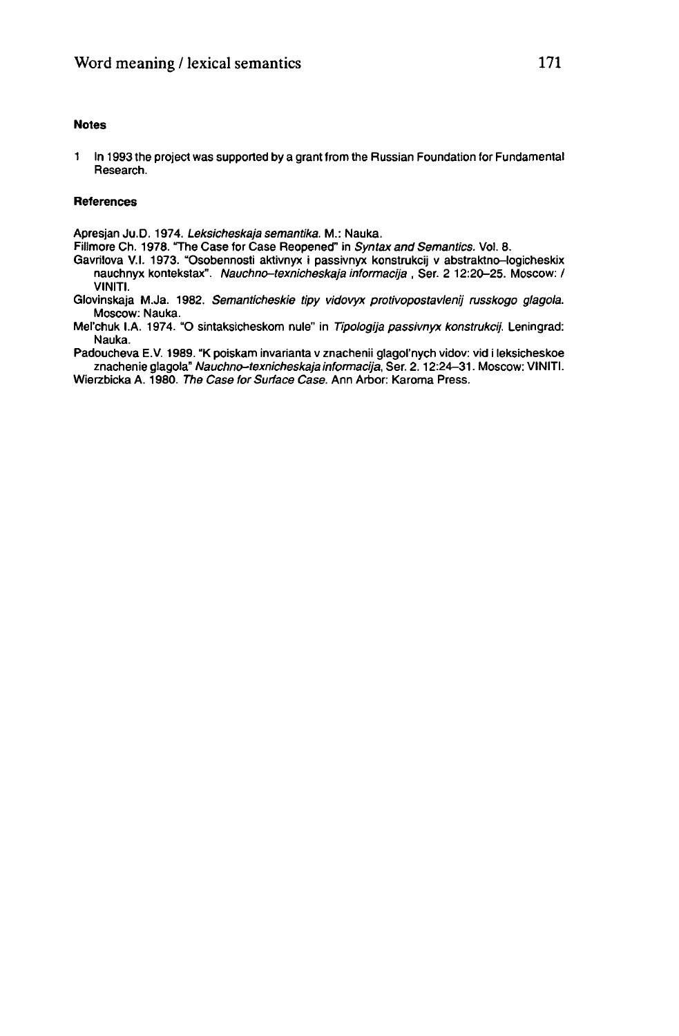#### Notes

1 In 1993 the project was supported by a grant from the Russian Foundation for Fundamental Research.

#### References

Apresjan Ju.D. 1974. *Leksicheskaja semantika.* M.: Nauka.

Fillmore Ch. 1978. "The Case for Case Reopened" in *Syntax and Semantics.* Vol. 8.

Gavrilova V.I. 1973. "Osobennosti aktivnyx i passivnyx konstrukcij v abstraktno–logicheskix nauchnyx kontekstax". *Nauchno–texnicheskaja informacija* , Ser. 2 12:20–25. Moscow: / VINITI.

Glovinskaja M.Ja. 1982. *Semanticheskie tipy vidovyx protivopostavlenij russkogo glagola.* Moscow: Nauka.

Mel'chuk I.A. 1974. "O sintaksicheskom nule" in *Tipologija passivnyx konstrukcij.* Leningrad: Nauka.

Padoucheva E.V. 1989. "K poiskam invarianta v znachenii glagol'nych vidov: vid i leksicheskoe znachenie glagola" *Nauchno–texnicheskaja informacija*, Ser. 2. 12:24–31. Moscow: VINITI.

Wierzbicka A. 1980. *The Case for Surface Case.* Ann Arbor: Karoma Press.